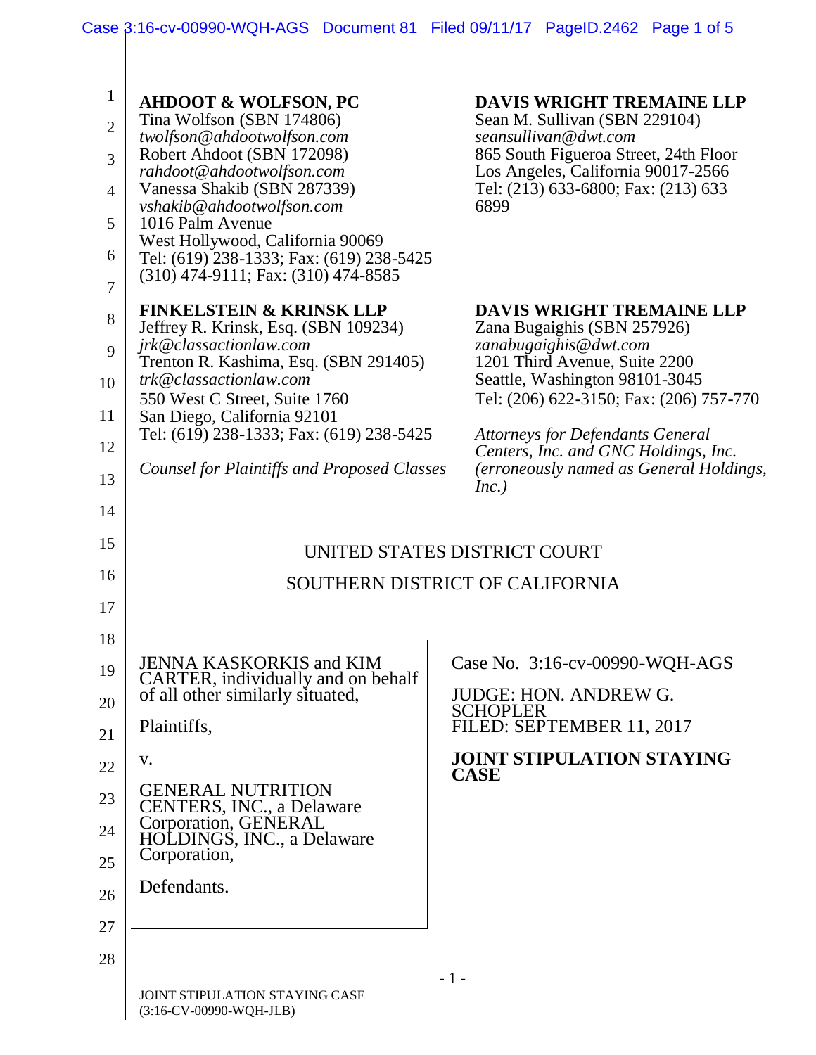**AHDOOT & WOLFSON, PC**
Tina Wolfson (SBN 174806)
*twolfson@ahdootwolfson.com*
Robert Ahdoot (SBN 172098)
*rahdoot@ahdootwolfson.com*
Vanessa Shakib (SBN 287339)
*vshakib@ahdootwolfson.com*
1016 Palm Avenue
West Hollywood, California 90069
Tel: (619) 238-1333; Fax: (619) 238-5425
(310) 474-9111; Fax: (310) 474-8585

**FINKELSTEIN & KRINSK LLP**
Jeffrey R. Krinsk, Esq. (SBN 109234)
*jrk@classactionlaw.com*
Trenton R. Kashima, Esq. (SBN 291405)
*trk@classactionlaw.com*
550 West C Street, Suite 1760
San Diego, California 92101
Tel: (619) 238-1333; Fax: (619) 238-5425

*Counsel for Plaintiffs and Proposed Classes*

**DAVIS WRIGHT TREMAINE LLP**
Sean M. Sullivan (SBN 229104)
*seansullivan@dwt.com*
865 South Figueroa Street, 24th Floor
Los Angeles, California 90017-2566
Tel: (213) 633-6800; Fax: (213) 633 6899

**DAVIS WRIGHT TREMAINE LLP**
Zana Bugaighis (SBN 257926)
*zanabugaighis@dwt.com*
1201 Third Avenue, Suite 2200
Seattle, Washington 98101-3045
Tel: (206) 622-3150; Fax: (206) 757-770

*Attorneys for Defendants General Centers, Inc. and GNC Holdings, Inc. (erroneously named as General Holdings, Inc.)*

UNITED STATES DISTRICT COURT

SOUTHERN DISTRICT OF CALIFORNIA

JENNA KASKORKIS and KIM CARTER, individually and on behalf of all other similarly situated,

Plaintiffs,

v.

GENERAL NUTRITION CENTERS, INC., a Delaware Corporation, GENERAL HOLDINGS, INC., a Delaware Corporation,

Defendants.

Case No. 3:16-cv-00990-WQH-AGS

JUDGE: HON. ANDREW G. SCHOPLER
FILED: SEPTEMBER 11, 2017

**JOINT STIPULATION STAYING CASE**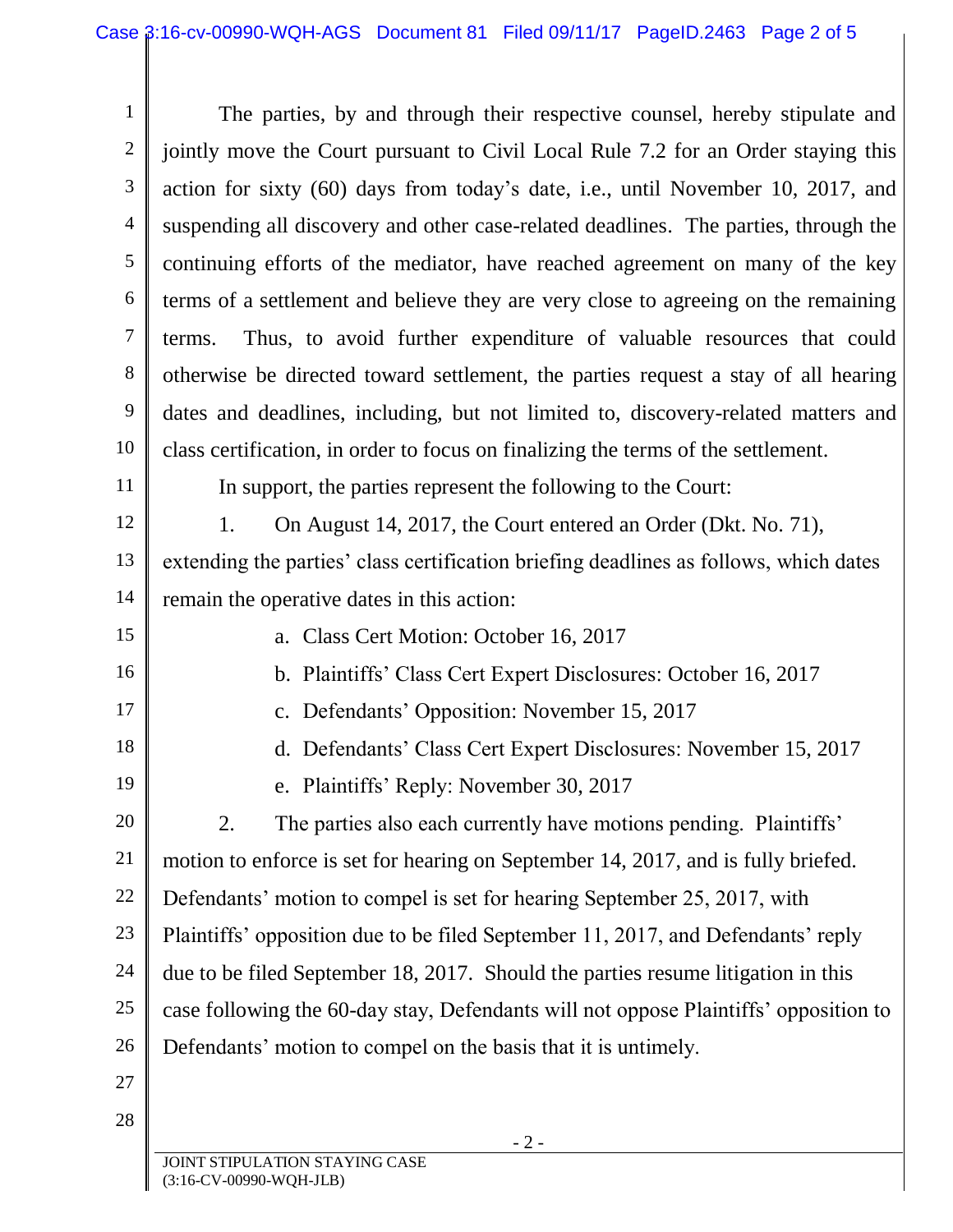The parties, by and through their respective counsel, hereby stipulate and jointly move the Court pursuant to Civil Local Rule 7.2 for an Order staying this action for sixty (60) days from today's date, i.e., until November 10, 2017, and suspending all discovery and other case-related deadlines. The parties, through the continuing efforts of the mediator, have reached agreement on many of the key terms of a settlement and believe they are very close to agreeing on the remaining terms. Thus, to avoid further expenditure of valuable resources that could otherwise be directed toward settlement, the parties request a stay of all hearing dates and deadlines, including, but not limited to, discovery-related matters and class certification, in order to focus on finalizing the terms of the settlement.

In support, the parties represent the following to the Court:

1. On August 14, 2017, the Court entered an Order (Dkt. No. 71), extending the parties' class certification briefing deadlines as follows, which dates remain the operative dates in this action:

   a. Class Cert Motion: October 16, 2017

   b. Plaintiffs' Class Cert Expert Disclosures: October 16, 2017

   c. Defendants' Opposition: November 15, 2017

   d. Defendants' Class Cert Expert Disclosures: November 15, 2017

   e. Plaintiffs' Reply: November 30, 2017

2. The parties also each currently have motions pending. Plaintiffs' motion to enforce is set for hearing on September 14, 2017, and is fully briefed. Defendants' motion to compel is set for hearing September 25, 2017, with Plaintiffs' opposition due to be filed September 11, 2017, and Defendants' reply due to be filed September 18, 2017. Should the parties resume litigation in this case following the 60-day stay, Defendants will not oppose Plaintiffs' opposition to Defendants' motion to compel on the basis that it is untimely.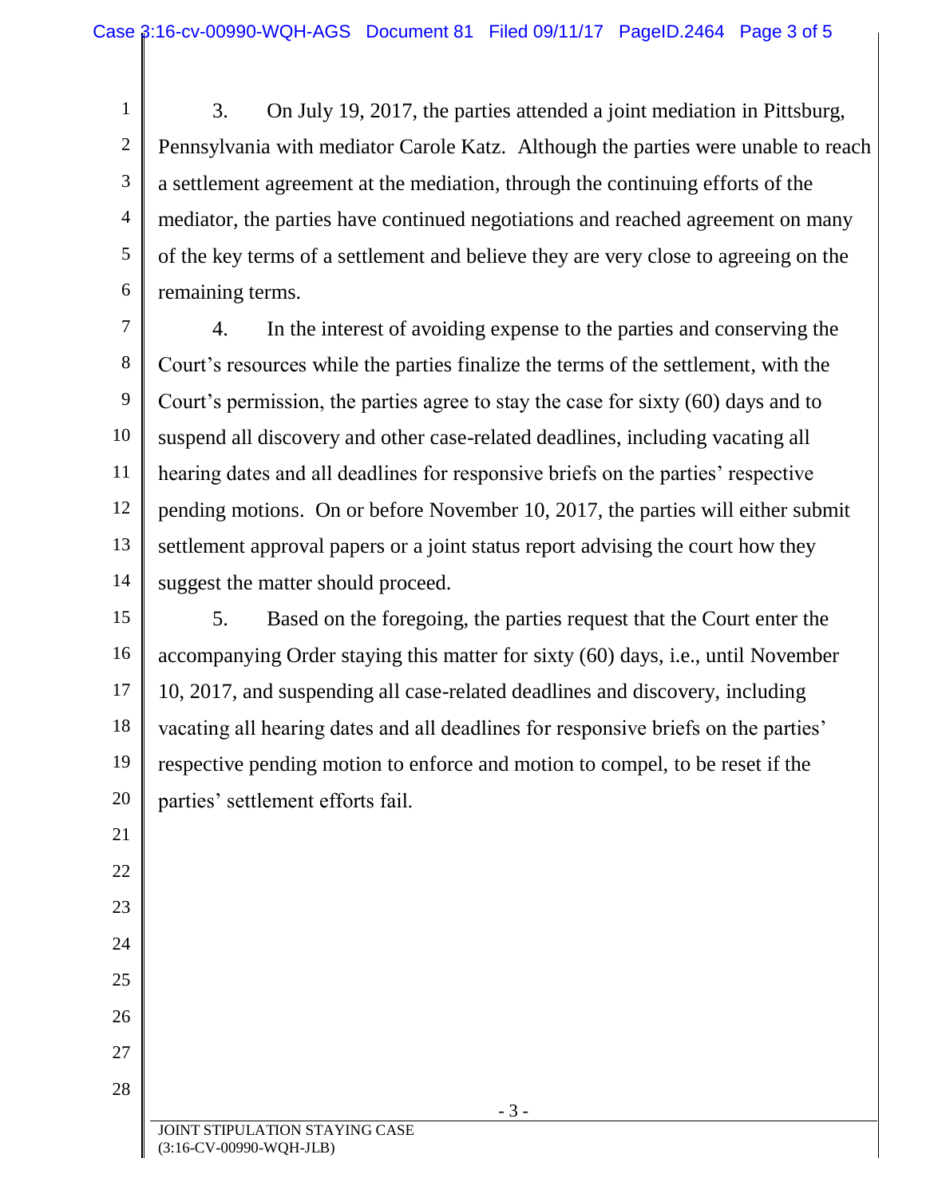3. On July 19, 2017, the parties attended a joint mediation in Pittsburg, Pennsylvania with mediator Carole Katz. Although the parties were unable to reach a settlement agreement at the mediation, through the continuing efforts of the mediator, the parties have continued negotiations and reached agreement on many of the key terms of a settlement and believe they are very close to agreeing on the remaining terms.

4. In the interest of avoiding expense to the parties and conserving the Court's resources while the parties finalize the terms of the settlement, with the Court's permission, the parties agree to stay the case for sixty (60) days and to suspend all discovery and other case-related deadlines, including vacating all hearing dates and all deadlines for responsive briefs on the parties' respective pending motions. On or before November 10, 2017, the parties will either submit settlement approval papers or a joint status report advising the court how they suggest the matter should proceed.

5. Based on the foregoing, the parties request that the Court enter the accompanying Order staying this matter for sixty (60) days, i.e., until November 10, 2017, and suspending all case-related deadlines and discovery, including vacating all hearing dates and all deadlines for responsive briefs on the parties' respective pending motion to enforce and motion to compel, to be reset if the parties' settlement efforts fail.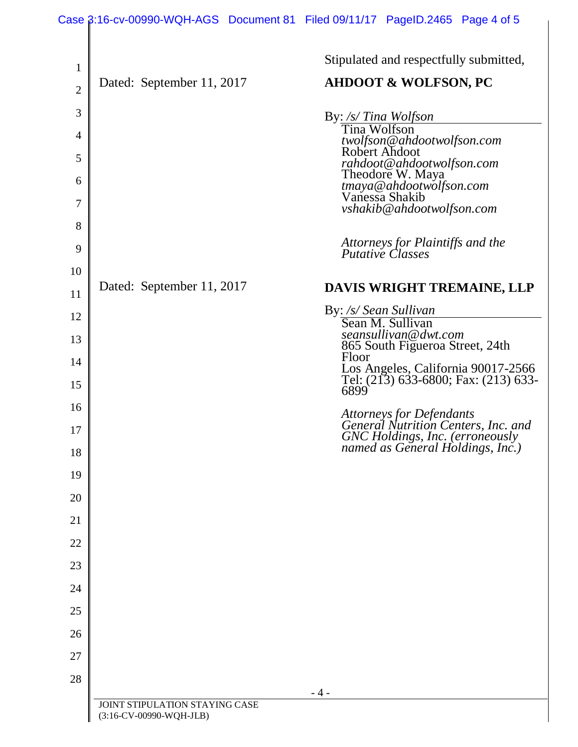Stipulated and respectfully submitted,

Dated: September 11, 2017

**AHDOOT & WOLFSON, PC**

By: */s/ Tina Wolfson*
Tina Wolfson
*twolfson@ahdootwolfson.com*
Robert Ahdoot
*rahdoot@ahdootwolfson.com*
Theodore W. Maya
*tmaya@ahdootwolfson.com*
Vanessa Shakib
*vshakib@ahdootwolfson.com*

*Attorneys for Plaintiffs and the Putative Classes*

Dated: September 11, 2017

**DAVIS WRIGHT TREMAINE, LLP**

By: */s/ Sean Sullivan*
Sean M. Sullivan
*seansullivan@dwt.com*
865 South Figueroa Street, 24th Floor
Los Angeles, California 90017-2566
Tel: (213) 633-6800; Fax: (213) 633-6899

*Attorneys for Defendants General Nutrition Centers, Inc. and GNC Holdings, Inc. (erroneously named as General Holdings, Inc.)*

JOINT STIPULATION STAYING CASE
(3:16-CV-00990-WQH-JLB)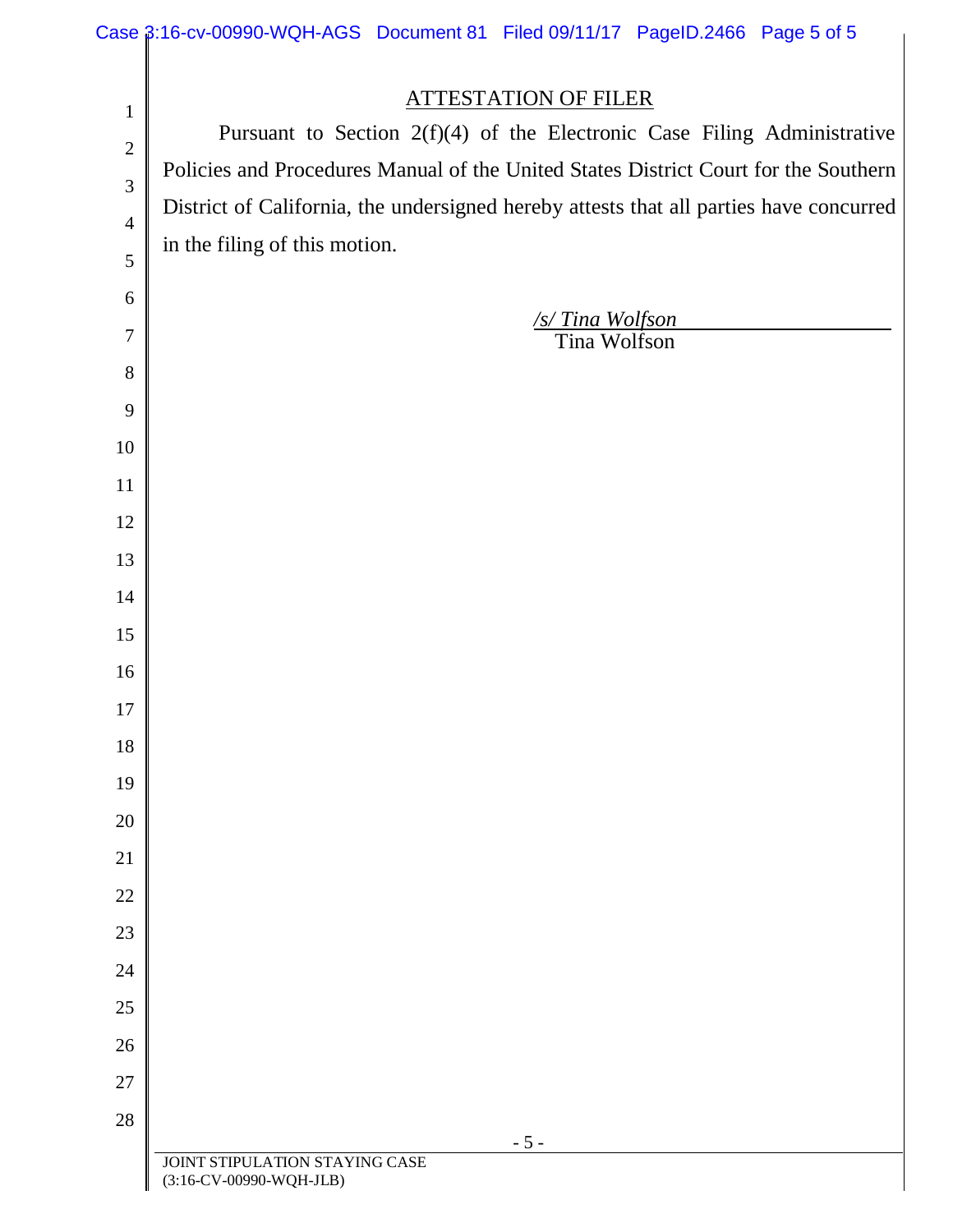## ATTESTATION OF FILER

Pursuant to Section 2(f)(4) of the Electronic Case Filing Administrative Policies and Procedures Manual of the United States District Court for the Southern District of California, the undersigned hereby attests that all parties have concurred in the filing of this motion.

*/s/ Tina Wolfson*
Tina Wolfson